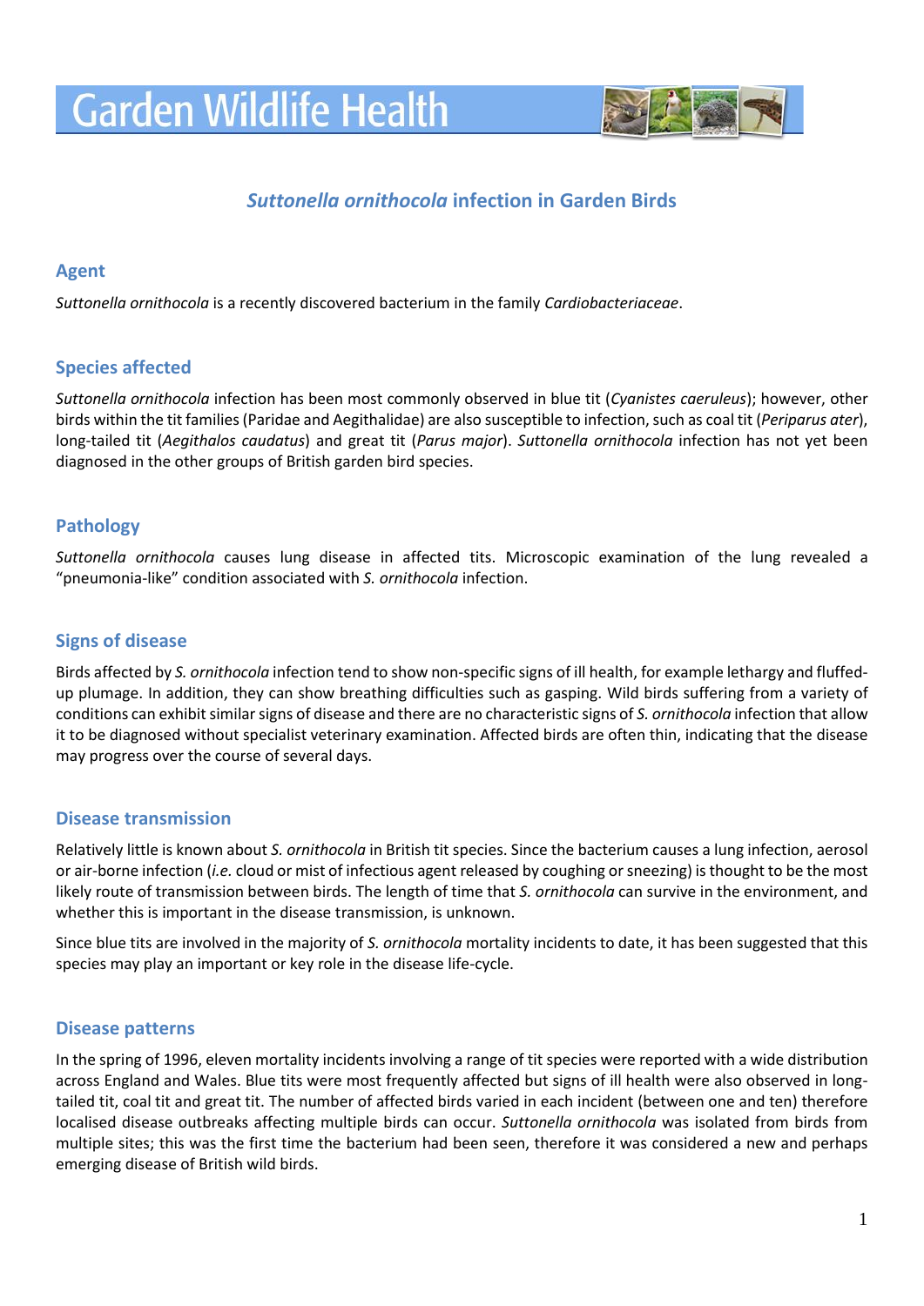# Garden Wildlife Health

## *Suttonella ornithocola* infection in Garden Birds

### Agent

*Suttonella ornithocola* is a recently discovered bacterium in the family *Cardiobacteriaceae*.

### Species affected

*Suttonella ornithocola* infection has been most commonly observed in blue tit (*Cyanistes caeruleus*); however, other birds within the tit families (Paridae and Aegithalidae) are also susceptible to infection, such as coal tit (*Periparus ater*), long-tailed tit (*Aegithalos caudatus*) and great tit (*Parus major*). *Suttonella ornithocola* infection has not yet been diagnosed in the other groups of British garden bird species.

### Pathology

*Suttonella ornithocola* causes lung disease in affected tits. Microscopic examination of the lung revealed a "pneumonia-like" condition associated with *S. ornithocola* infection.

### Signs of disease

Birds affected by *S. ornithocola* infection tend to show non-specific signs of ill health, for example lethargy and fluffed-up plumage. In addition, they can show breathing difficulties such as gasping. Wild birds suffering from a variety of conditions can exhibit similar signs of disease and there are no characteristic signs of *S. ornithocola* infection that allow it to be diagnosed without specialist veterinary examination. Affected birds are often thin, indicating that the disease may progress over the course of several days.

### Disease transmission

Relatively little is known about *S. ornithocola* in British tit species. Since the bacterium causes a lung infection, aerosol or air-borne infection (*i.e.* cloud or mist of infectious agent released by coughing or sneezing) is thought to be the most likely route of transmission between birds. The length of time that *S. ornithocola* can survive in the environment, and whether this is important in the disease transmission, is unknown.

Since blue tits are involved in the majority of *S. ornithocola* mortality incidents to date, it has been suggested that this species may play an important or key role in the disease life-cycle.

### Disease patterns

In the spring of 1996, eleven mortality incidents involving a range of tit species were reported with a wide distribution across England and Wales. Blue tits were most frequently affected but signs of ill health were also observed in long-tailed tit, coal tit and great tit. The number of affected birds varied in each incident (between one and ten) therefore localised disease outbreaks affecting multiple birds can occur. *Suttonella ornithocola* was isolated from birds from multiple sites; this was the first time the bacterium had been seen, therefore it was considered a new and perhaps emerging disease of British wild birds.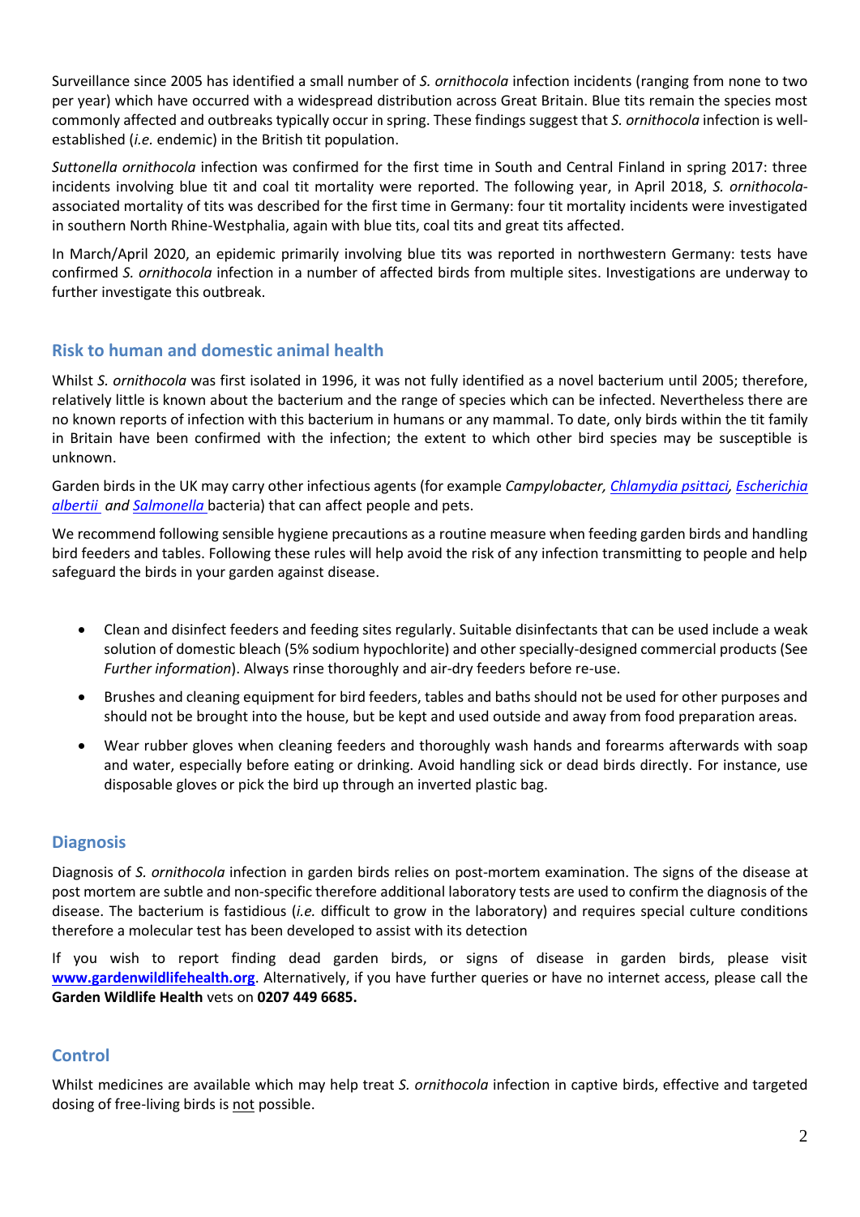Surveillance since 2005 has identified a small number of *S. ornithocola* infection incidents (ranging from none to two per year) which have occurred with a widespread distribution across Great Britain. Blue tits remain the species most commonly affected and outbreaks typically occur in spring. These findings suggest that *S. ornithocola* infection is well-established (*i.e.* endemic) in the British tit population.

*Suttonella ornithocola* infection was confirmed for the first time in South and Central Finland in spring 2017: three incidents involving blue tit and coal tit mortality were reported. The following year, in April 2018, *S. ornithocola*-associated mortality of tits was described for the first time in Germany: four tit mortality incidents were investigated in southern North Rhine-Westphalia, again with blue tits, coal tits and great tits affected.

In March/April 2020, an epidemic primarily involving blue tits was reported in northwestern Germany: tests have confirmed *S. ornithocola* infection in a number of affected birds from multiple sites. Investigations are underway to further investigate this outbreak.

## Risk to human and domestic animal health

Whilst *S. ornithocola* was first isolated in 1996, it was not fully identified as a novel bacterium until 2005; therefore, relatively little is known about the bacterium and the range of species which can be infected. Nevertheless there are no known reports of infection with this bacterium in humans or any mammal. To date, only birds within the tit family in Britain have been confirmed with the infection; the extent to which other bird species may be susceptible is unknown.

Garden birds in the UK may carry other infectious agents (for example *Campylobacter, Chlamydia psittaci, Escherichia albertii* and *Salmonella* bacteria) that can affect people and pets.

We recommend following sensible hygiene precautions as a routine measure when feeding garden birds and handling bird feeders and tables. Following these rules will help avoid the risk of any infection transmitting to people and help safeguard the birds in your garden against disease.

- Clean and disinfect feeders and feeding sites regularly. Suitable disinfectants that can be used include a weak solution of domestic bleach (5% sodium hypochlorite) and other specially-designed commercial products (See *Further information*). Always rinse thoroughly and air-dry feeders before re-use.
- Brushes and cleaning equipment for bird feeders, tables and baths should not be used for other purposes and should not be brought into the house, but be kept and used outside and away from food preparation areas.
- Wear rubber gloves when cleaning feeders and thoroughly wash hands and forearms afterwards with soap and water, especially before eating or drinking. Avoid handling sick or dead birds directly. For instance, use disposable gloves or pick the bird up through an inverted plastic bag.

## Diagnosis

Diagnosis of *S. ornithocola* infection in garden birds relies on post-mortem examination. The signs of the disease at post mortem are subtle and non-specific therefore additional laboratory tests are used to confirm the diagnosis of the disease. The bacterium is fastidious (*i.e.* difficult to grow in the laboratory) and requires special culture conditions therefore a molecular test has been developed to assist with its detection

If you wish to report finding dead garden birds, or signs of disease in garden birds, please visit **www.gardenwildlifehealth.org**. Alternatively, if you have further queries or have no internet access, please call the **Garden Wildlife Health** vets on **0207 449 6685.**

## Control

Whilst medicines are available which may help treat *S. ornithocola* infection in captive birds, effective and targeted dosing of free-living birds is not possible.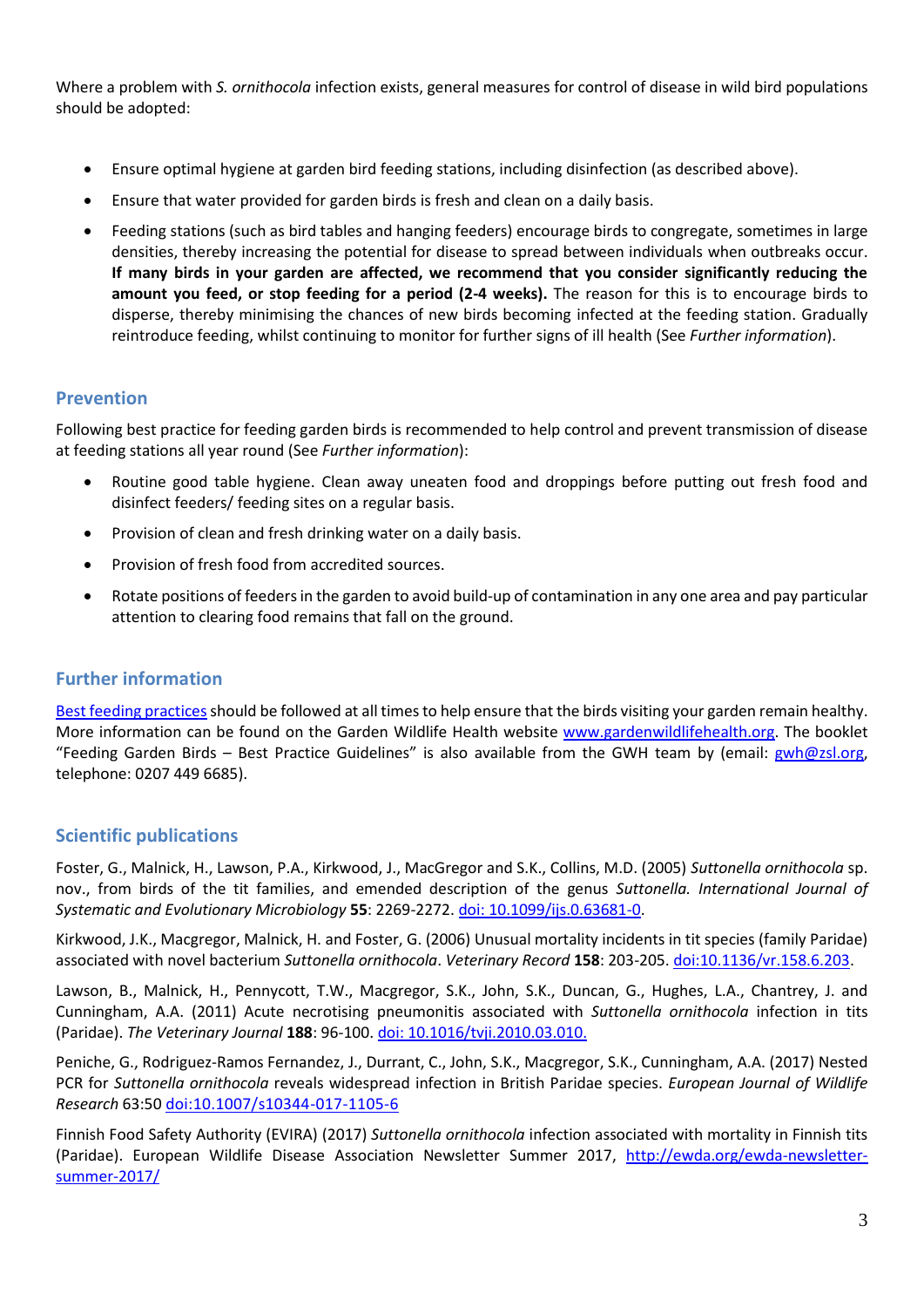Where a problem with *S. ornithocola* infection exists, general measures for control of disease in wild bird populations should be adopted:

- Ensure optimal hygiene at garden bird feeding stations, including disinfection (as described above).
- Ensure that water provided for garden birds is fresh and clean on a daily basis.
- Feeding stations (such as bird tables and hanging feeders) encourage birds to congregate, sometimes in large densities, thereby increasing the potential for disease to spread between individuals when outbreaks occur. **If many birds in your garden are affected, we recommend that you consider significantly reducing the amount you feed, or stop feeding for a period (2-4 weeks).** The reason for this is to encourage birds to disperse, thereby minimising the chances of new birds becoming infected at the feeding station. Gradually reintroduce feeding, whilst continuing to monitor for further signs of ill health (See *Further information*).

## Prevention

Following best practice for feeding garden birds is recommended to help control and prevent transmission of disease at feeding stations all year round (See *Further information*):

- Routine good table hygiene. Clean away uneaten food and droppings before putting out fresh food and disinfect feeders/ feeding sites on a regular basis.
- Provision of clean and fresh drinking water on a daily basis.
- Provision of fresh food from accredited sources.
- Rotate positions of feeders in the garden to avoid build-up of contamination in any one area and pay particular attention to clearing food remains that fall on the ground.

## Further information

Best feeding practices should be followed at all times to help ensure that the birds visiting your garden remain healthy. More information can be found on the Garden Wildlife Health website www.gardenwildlifehealth.org. The booklet "Feeding Garden Birds – Best Practice Guidelines" is also available from the GWH team by (email: gwh@zsl.org, telephone: 0207 449 6685).

## Scientific publications

Foster, G., Malnick, H., Lawson, P.A., Kirkwood, J., MacGregor and S.K., Collins, M.D. (2005) *Suttonella ornithocola* sp. nov., from birds of the tit families, and emended description of the genus *Suttonella. International Journal of Systematic and Evolutionary Microbiology* **55**: 2269-2272. doi: 10.1099/ijs.0.63681-0.

Kirkwood, J.K., Macgregor, Malnick, H. and Foster, G. (2006) Unusual mortality incidents in tit species (family Paridae) associated with novel bacterium *Suttonella ornithocola*. *Veterinary Record* **158**: 203-205. doi:10.1136/vr.158.6.203.

Lawson, B., Malnick, H., Pennycott, T.W., Macgregor, S.K., John, S.K., Duncan, G., Hughes, L.A., Chantrey, J. and Cunningham, A.A. (2011) Acute necrotising pneumonitis associated with *Suttonella ornithocola* infection in tits (Paridae). *The Veterinary Journal* **188**: 96-100. doi: 10.1016/tvji.2010.03.010.

Peniche, G., Rodriguez-Ramos Fernandez, J., Durrant, C., John, S.K., Macgregor, S.K., Cunningham, A.A. (2017) Nested PCR for *Suttonella ornithocola* reveals widespread infection in British Paridae species. *European Journal of Wildlife Research* 63:50 doi:10.1007/s10344-017-1105-6

Finnish Food Safety Authority (EVIRA) (2017) *Suttonella ornithocola* infection associated with mortality in Finnish tits (Paridae). European Wildlife Disease Association Newsletter Summer 2017, http://ewda.org/ewda-newsletter-summer-2017/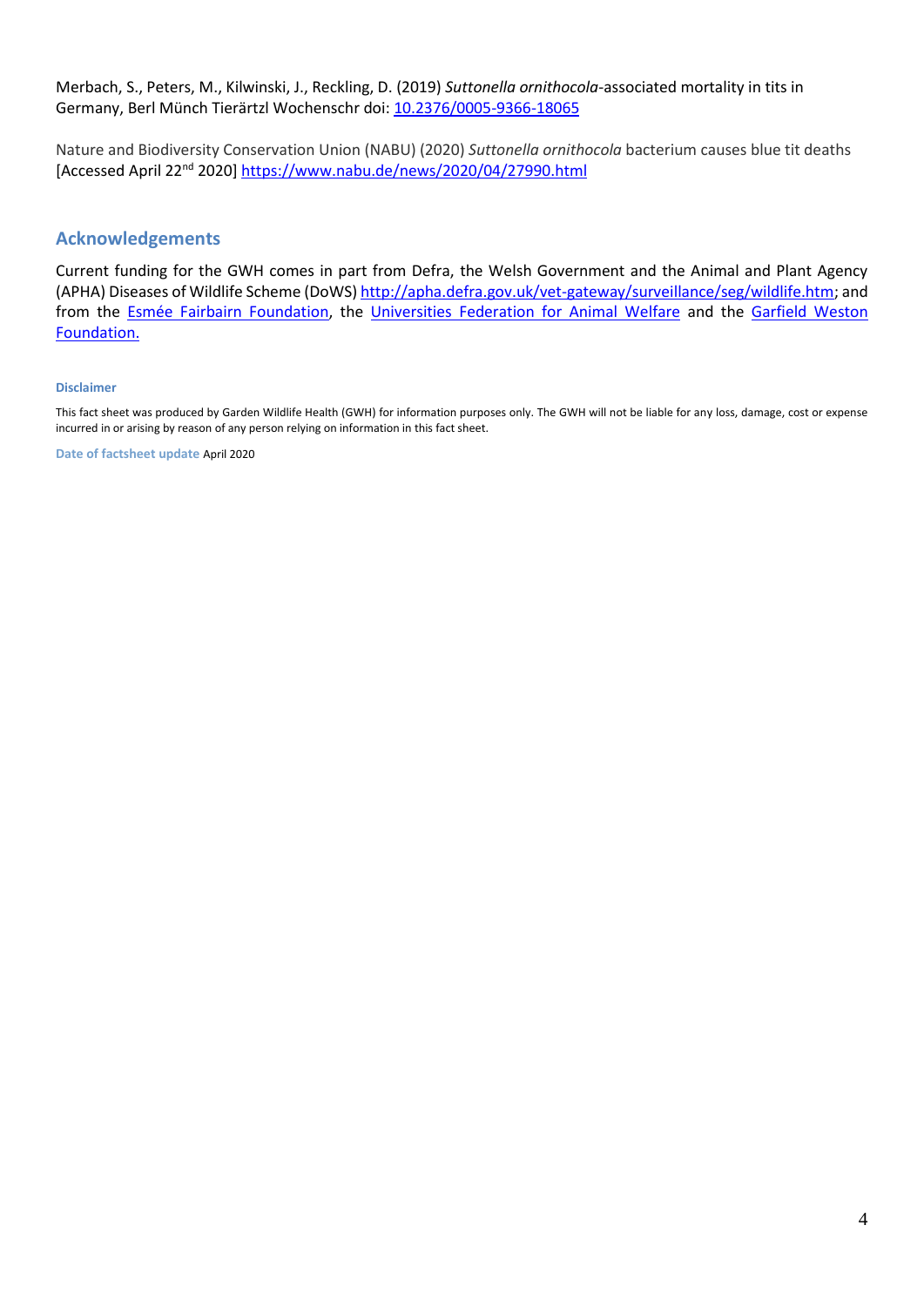Merbach, S., Peters, M., Kilwinski, J., Reckling, D. (2019) *Suttonella ornithocola*-associated mortality in tits in Germany, Berl Münch Tierärtzl Wochenschr doi: [10.2376/0005-9366-18065](https://doi.org/10.2376/0005-9366-18065)

Nature and Biodiversity Conservation Union (NABU) (2020) *Suttonella ornithocola* bacterium causes blue tit deaths [Accessed April 22nd 2020] https://www.nabu.de/news/2020/04/27990.html

## Acknowledgements

Current funding for the GWH comes in part from Defra, the Welsh Government and the Animal and Plant Agency (APHA) Diseases of Wildlife Scheme (DoWS) http://apha.defra.gov.uk/vet-gateway/surveillance/seg/wildlife.htm; and from the Esmée Fairbairn Foundation, the Universities Federation for Animal Welfare and the Garfield Weston Foundation.

**Disclaimer**

This fact sheet was produced by Garden Wildlife Health (GWH) for information purposes only. The GWH will not be liable for any loss, damage, cost or expense incurred in or arising by reason of any person relying on information in this fact sheet.

**Date of factsheet update** April 2020